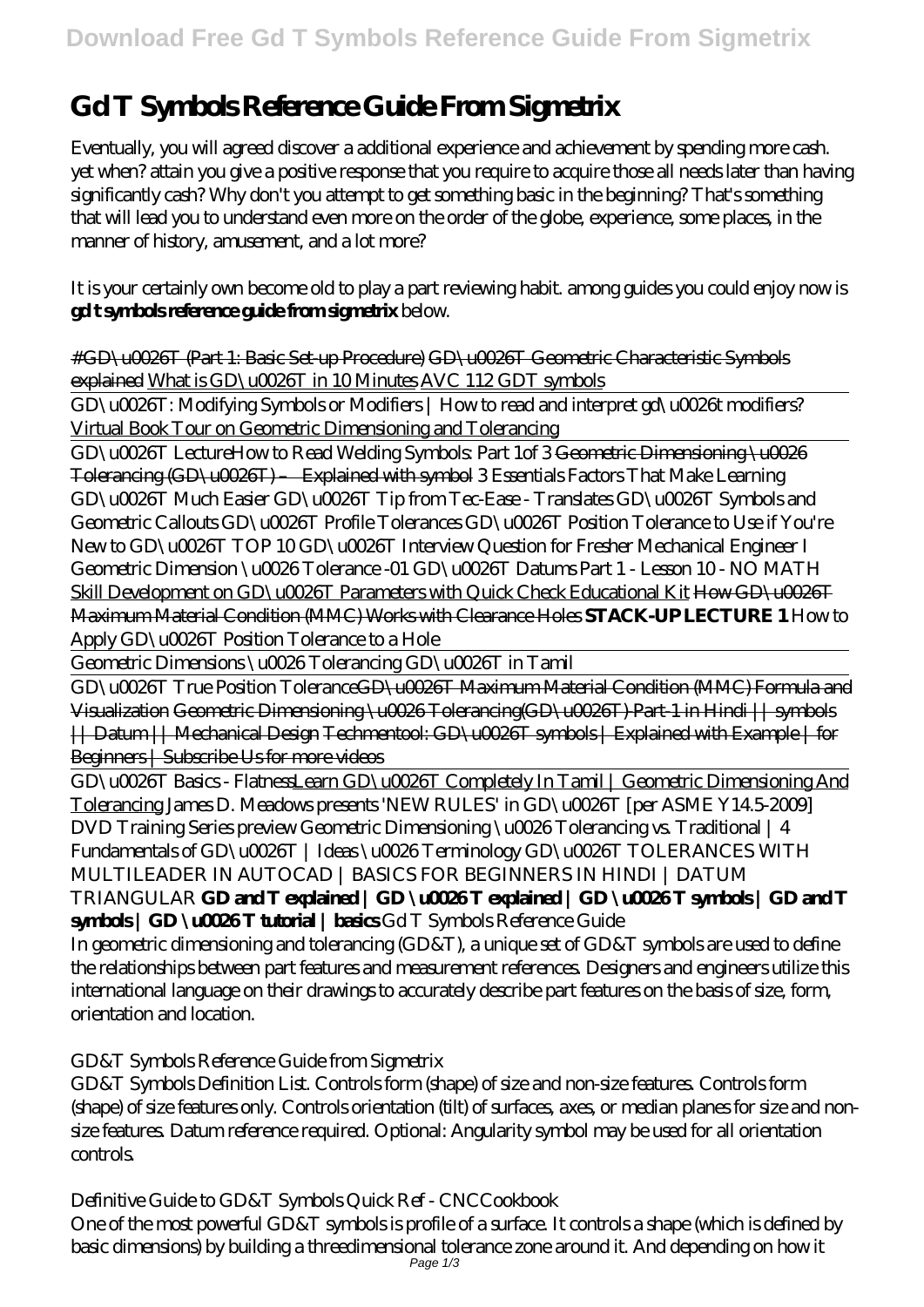# Gd T Symbols Reference Guide From Sigmetrix

Eventually, you will agreed discover a additional experience and achievement by spending more cash. yet when? attain you give a positive response that you require to acquire those all needs later than having significantly cash? Why don't you attempt to get something basic in the beginning? That's something that will lead you to understand even more on the order of the globe, experience, some places, in the manner of history, amusement, and a lot more?

It is your certainly own become old to play a part reviewing habit. among guides you could enjoy now is **gd t symbols reference guide from sigmetrix** below.

#GD\u0026T (Part 1: Basic Set-up Procedure) GD\u0026T Geometric Characteristic Symbols explained What is GD\u0026T in 10 Minutes AVC 112 GDT symbols

GD\u0026T: Modifying Symbols or Modifiers | How to read and interpret gd\u0026t modifiers? Virtual Book Tour on Geometric Dimensioning and Tolerancing

GD\u0026T Lecture*How to Read Welding Symbols: Part 1of 3* Geometric Dimensioning \u0026 Tolerancing (GD\u0026T) – Explained with symbol *3 Essentials Factors That Make Learning GD\u0026T Much Easier GD\u0026T Tip from Tec-Ease - Translates GD\u0026T Symbols and Geometric Callouts GD\u0026T Profile Tolerances GD\u0026T Position Tolerance to Use if You're New to GD\u0026T TOP 10 GD\u0026T Interview Question for Fresher Mechanical Engineer I Geometric Dimension \u0026 Tolerance -01 GD\u0026T Datums Part 1 - Lesson 10 - NO MATH* Skill Development on GD\u0026T Parameters with Quick Check Educational Kit How GD\u0026T Maximum Material Condition (MMC) Works with Clearance Holes **STACK-UP LECTURE 1** *How to Apply GD\u0026T Position Tolerance to a Hole*

Geometric Dimensions \u0026 Tolerancing GD\u0026T in Tamil

GD\u0026T True Position ToleranceGD\u0026T Maximum Material Condition (MMC) Formula and Visualization Geometric Dimensioning \u0026 Tolerancing(GD\u0026T) Part-1 in Hindi || symbols || Datum || Mechanical Design Techmentool: GD\u0026T symbols | Explained with Example | for Beginners | Subscribe Us for more videos

GD\u0026T Basics - FlatnessLearn GD\u0026T Completely In Tamil | Geometric Dimensioning And Tolerancing *James D. Meadows presents 'NEW RULES' in GD\u0026T [per ASME Y14.5-2009] DVD Training Series preview Geometric Dimensioning \u0026 Tolerancing vs. Traditional | 4 Fundamentals of GD\u0026T | Ideas \u0026 Terminology GD\u0026T TOLERANCES WITH MULTILEADER IN AUTOCAD | BASICS FOR BEGINNERS IN HINDI | DATUM TRIANGULAR* **GD and T explained | GD \u0026 T explained | GD \u0026 T symbols | GD and T symbols | GD \u0026 T tutorial | basics** *Gd T Symbols Reference Guide*

In geometric dimensioning and tolerancing (GD&T), a unique set of GD&T symbols are used to define the relationships between part features and measurement references. Designers and engineers utilize this international language on their drawings to accurately describe part features on the basis of size, form, orientation and location.

*GD&T Symbols Reference Guide from Sigmetrix*

GD&T Symbols Definition List. Controls form (shape) of size and non-size features. Controls form (shape) of size features only. Controls orientation (tilt) of surfaces, axes, or median planes for size and non-size features. Datum reference required. Optional: Angularity symbol may be used for all orientation controls.

*Definitive Guide to GD&T Symbols Quick Ref - CNCCookbook*

One of the most powerful GD&T symbols is profile of a surface. It controls a shape (which is defined by basic dimensions) by building a threedimensional tolerance zone around it. And depending on how it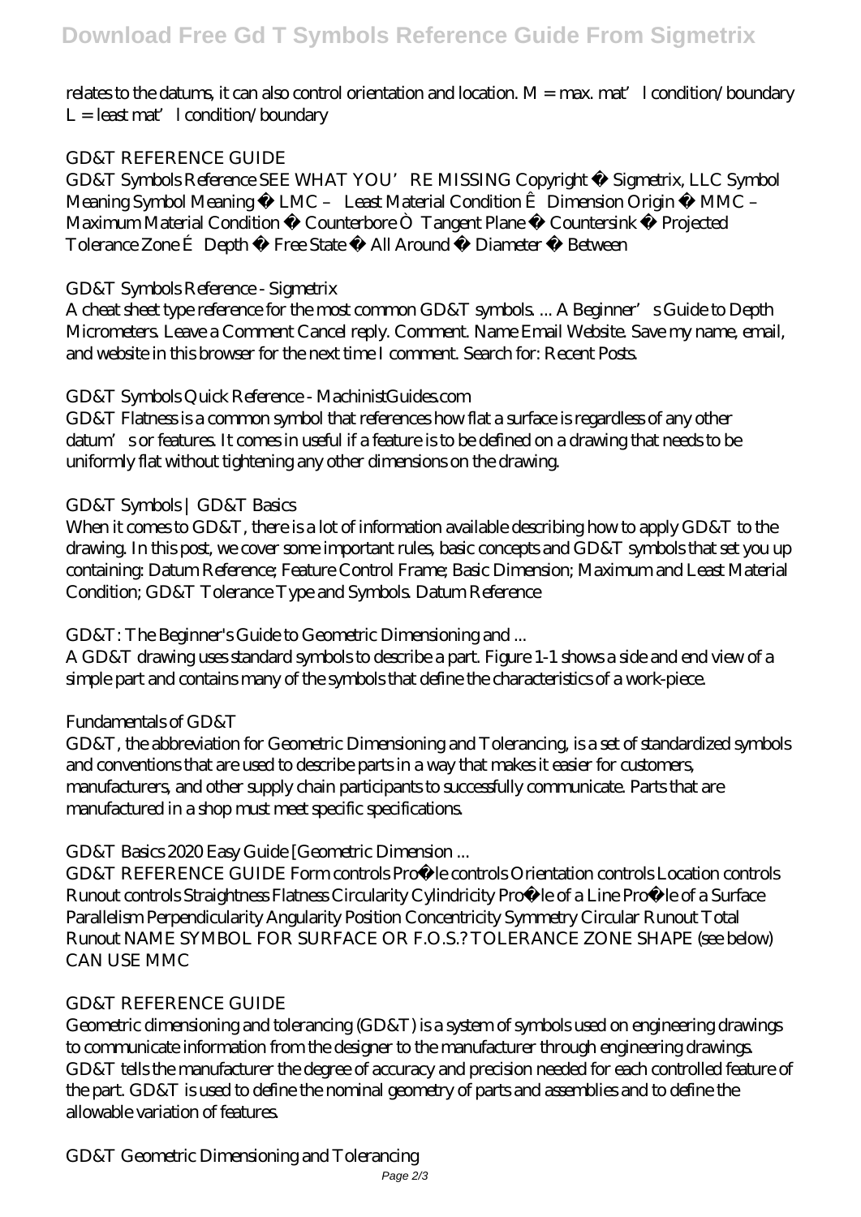relates to the datums, it can also control orientation and location. M = max. mat'l condition/boundary L = least mat'l condition/boundary

*GD&T REFERENCE GUIDE*

GD&T Symbols Reference SEE WHAT YOU'RE MISSING Copyright © Sigmetrix, LLC Symbol Meaning Symbol Meaning © LMC – Least Material Condition Ê Dimension Origin ® MMC – Maximum Material Condition ® Counterbore Ò Tangent Plane ® Countersink ® Projected Tolerance Zone É Depth ® Free State ® All Around ® Diameter ® Between

*GD&T Symbols Reference - Sigmetrix*

A cheat sheet type reference for the most common GD&T symbols. ... A Beginner's Guide to Depth Micrometers. Leave a Comment Cancel reply. Comment. Name Email Website. Save my name, email, and website in this browser for the next time I comment. Search for: Recent Posts.

*GD&T Symbols Quick Reference - MachinistGuides.com*

GD&T Flatness is a common symbol that references how flat a surface is regardless of any other datum's or features. It comes in useful if a feature is to be defined on a drawing that needs to be uniformly flat without tightening any other dimensions on the drawing.

*GD&T Symbols | GD&T Basics*

When it comes to GD&T, there is a lot of information available describing how to apply GD&T to the drawing. In this post, we cover some important rules, basic concepts and GD&T symbols that set you up containing: Datum Reference; Feature Control Frame; Basic Dimension; Maximum and Least Material Condition; GD&T Tolerance Type and Symbols. Datum Reference

*GD&T: The Beginner's Guide to Geometric Dimensioning and ...*

A GD&T drawing uses standard symbols to describe a part. Figure 1-1 shows a side and end view of a simple part and contains many of the symbols that define the characteristics of a work-piece.

*Fundamentals of GD&T*

GD&T, the abbreviation for Geometric Dimensioning and Tolerancing, is a set of standardized symbols and conventions that are used to describe parts in a way that makes it easier for customers, manufacturers, and other supply chain participants to successfully communicate. Parts that are manufactured in a shop must meet specific specifications.

*GD&T Basics 2020 Easy Guide [Geometric Dimension ...*

GD&T REFERENCE GUIDE Form controls Pro�le controls Orientation controls Location controls Runout controls Straightness Flatness Circularity Cylindricity Pro�le of a Line Pro�le of a Surface Parallelism Perpendicularity Angularity Position Concentricity Symmetry Circular Runout Total Runout NAME SYMBOL FOR SURFACE OR F.O.S.? TOLERANCE ZONE SHAPE (see below) CAN USE MMC

*GD&T REFERENCE GUIDE*

Geometric dimensioning and tolerancing (GD&T) is a system of symbols used on engineering drawings to communicate information from the designer to the manufacturer through engineering drawings. GD&T tells the manufacturer the degree of accuracy and precision needed for each controlled feature of the part. GD&T is used to define the nominal geometry of parts and assemblies and to define the allowable variation of features.

*GD&T Geometric Dimensioning and Tolerancing*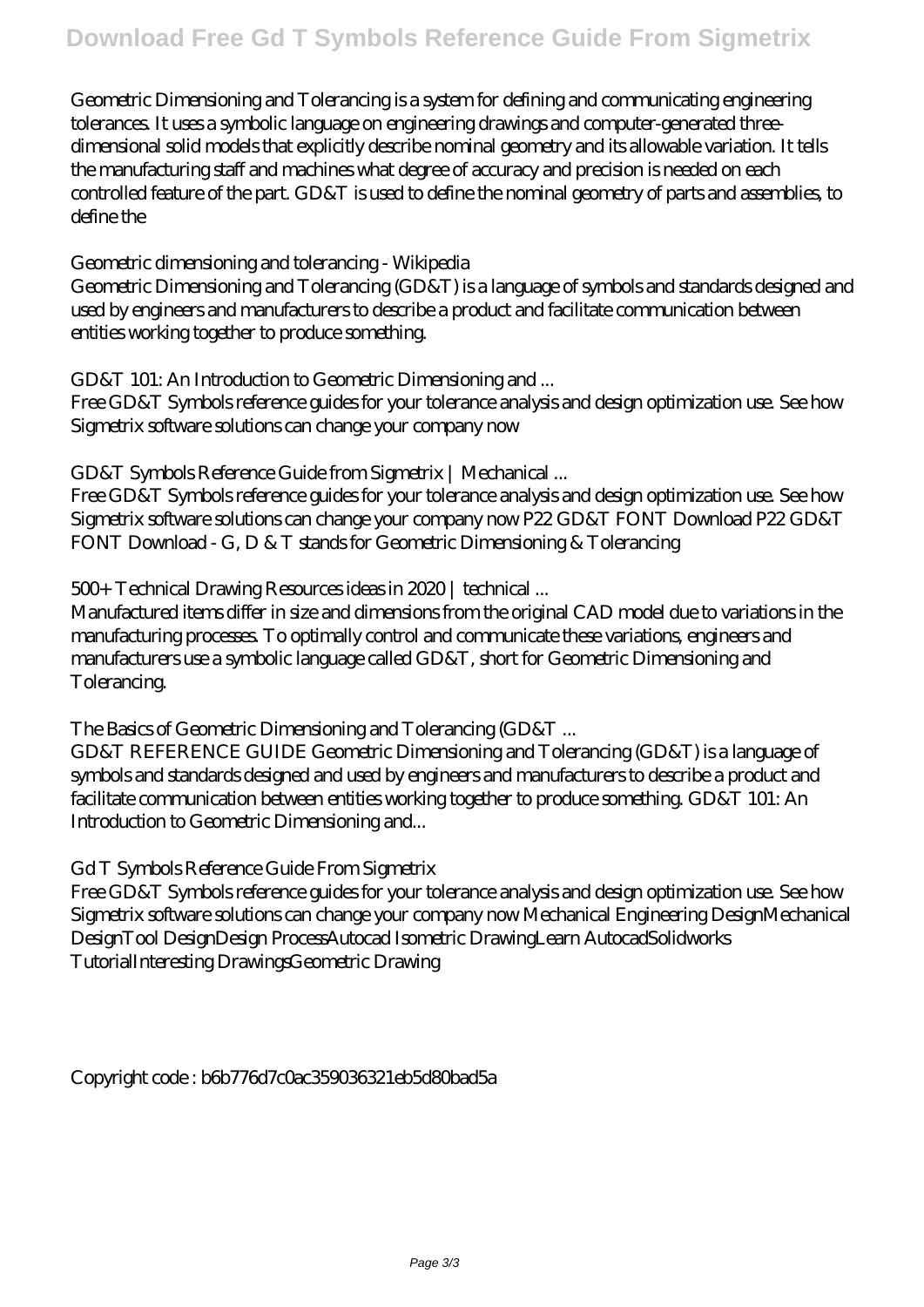Geometric Dimensioning and Tolerancing is a system for defining and communicating engineering tolerances. It uses a symbolic language on engineering drawings and computer-generated three-dimensional solid models that explicitly describe nominal geometry and its allowable variation. It tells the manufacturing staff and machines what degree of accuracy and precision is needed on each controlled feature of the part. GD&T is used to define the nominal geometry of parts and assemblies, to define the

*Geometric dimensioning and tolerancing - Wikipedia*

Geometric Dimensioning and Tolerancing (GD&T) is a language of symbols and standards designed and used by engineers and manufacturers to describe a product and facilitate communication between entities working together to produce something.

*GD&T 101: An Introduction to Geometric Dimensioning and ...*

Free GD&T Symbols reference guides for your tolerance analysis and design optimization use. See how Sigmetrix software solutions can change your company now

*GD&T Symbols Reference Guide from Sigmetrix | Mechanical ...*

Free GD&T Symbols reference guides for your tolerance analysis and design optimization use. See how Sigmetrix software solutions can change your company now P22 GD&T FONT Download P22 GD&T FONT Download - G, D & T stands for Geometric Dimensioning & Tolerancing

*500+ Technical Drawing Resources ideas in 2020 | technical ...*

Manufactured items differ in size and dimensions from the original CAD model due to variations in the manufacturing processes. To optimally control and communicate these variations, engineers and manufacturers use a symbolic language called GD&T, short for Geometric Dimensioning and Tolerancing.

*The Basics of Geometric Dimensioning and Tolerancing (GD&T ...*

GD&T REFERENCE GUIDE Geometric Dimensioning and Tolerancing (GD&T) is a language of symbols and standards designed and used by engineers and manufacturers to describe a product and facilitate communication between entities working together to produce something. GD&T 101: An Introduction to Geometric Dimensioning and...

*Gd T Symbols Reference Guide From Sigmetrix*

Free GD&T Symbols reference guides for your tolerance analysis and design optimization use. See how Sigmetrix software solutions can change your company now Mechanical Engineering DesignMechanical DesignTool DesignDesign ProcessAutocad Isometric DrawingLearn AutocadSolidworks TutorialInteresting DrawingsGeometric Drawing

Copyright code : b6b776d7c0ac359036321eb5d80bad5a